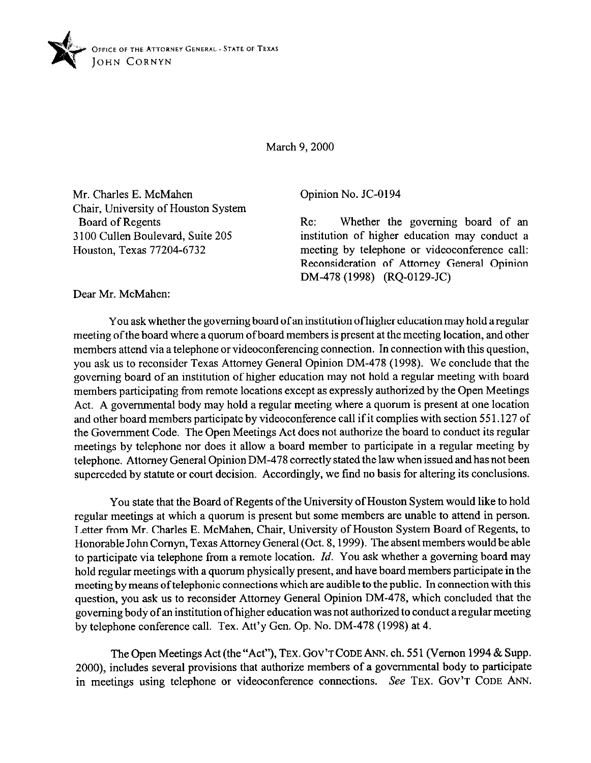OFFICE OF THE ATTORNEY GENERAL · STATE OF TEXAS
JOHN CORNYN

March 9, 2000

Mr. Charles E. McMahen
Chair, University of Houston System
Board of Regents
3100 Cullen Boulevard, Suite 205
Houston, Texas 77204-6732

Opinion No. JC-0194

Re: Whether the governing board of an institution of higher education may conduct a meeting by telephone or videoconference call: Reconsideration of Attorney General Opinion DM-478 (1998) (RQ-0129-JC)

Dear Mr. McMahen:

You ask whether the governing board of an institution of higher education may hold a regular meeting of the board where a quorum of board members is present at the meeting location, and other members attend via a telephone or videoconferencing connection. In connection with this question, you ask us to reconsider Texas Attorney General Opinion DM-478 (1998). We conclude that the governing board of an institution of higher education may not hold a regular meeting with board members participating from remote locations except as expressly authorized by the Open Meetings Act. A governmental body may hold a regular meeting where a quorum is present at one location and other board members participate by videoconference call if it complies with section 551.127 of the Government Code. The Open Meetings Act does not authorize the board to conduct its regular meetings by telephone nor does it allow a board member to participate in a regular meeting by telephone. Attorney General Opinion DM-478 correctly stated the law when issued and has not been superceded by statute or court decision. Accordingly, we find no basis for altering its conclusions.

You state that the Board of Regents of the University of Houston System would like to hold regular meetings at which a quorum is present but some members are unable to attend in person. Letter from Mr. Charles E. McMahen, Chair, University of Houston System Board of Regents, to Honorable John Cornyn, Texas Attorney General (Oct. 8, 1999). The absent members would be able to participate via telephone from a remote location. *Id.* You ask whether a governing board may hold regular meetings with a quorum physically present, and have board members participate in the meeting by means of telephonic connections which are audible to the public. In connection with this question, you ask us to reconsider Attorney General Opinion DM-478, which concluded that the governing body of an institution of higher education was not authorized to conduct a regular meeting by telephone conference call. Tex. Att'y Gen. Op. No. DM-478 (1998) at 4.

The Open Meetings Act (the "Act"), TEX. GOV'T CODE ANN. ch. 551 (Vernon 1994 & Supp. 2000), includes several provisions that authorize members of a governmental body to participate in meetings using telephone or videoconference connections. *See* TEX. GOV'T CODE ANN.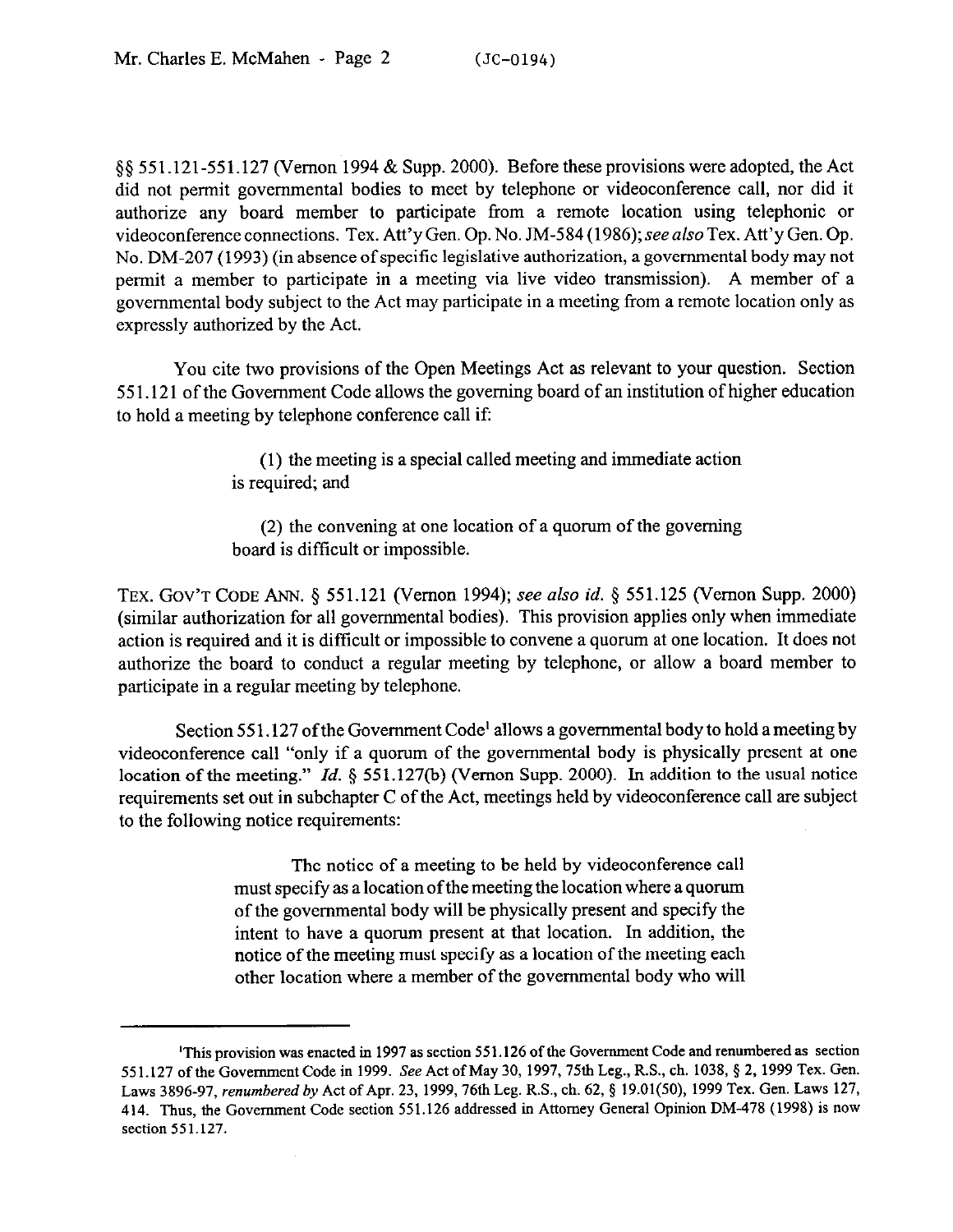§§ 551.121-551.127 (Vernon 1994 & Supp. 2000). Before these provisions were adopted, the Act did not permit governmental bodies to meet by telephone or videoconference call, nor did it authorize any board member to participate from a remote location using telephonic or videoconference connections. Tex. Att'y Gen. Op. No. JM-584 (1986); *see also* Tex. Att'y Gen. Op. No. DM-207 (1993) (in absence of specific legislative authorization, a governmental body may not permit a member to participate in a meeting via live video transmission). A member of a governmental body subject to the Act may participate in a meeting from a remote location only as expressly authorized by the Act.

You cite two provisions of the Open Meetings Act as relevant to your question. Section 551.121 of the Government Code allows the governing board of an institution of higher education to hold a meeting by telephone conference call if:

> (1) the meeting is a special called meeting and immediate action is required; and
>
> (2) the convening at one location of a quorum of the governing board is difficult or impossible.

TEX. GOV'T CODE ANN. § 551.121 (Vernon 1994); *see also id.* § 551.125 (Vernon Supp. 2000) (similar authorization for all governmental bodies). This provision applies only when immediate action is required and it is difficult or impossible to convene a quorum at one location. It does not authorize the board to conduct a regular meeting by telephone, or allow a board member to participate in a regular meeting by telephone.

Section 551.127 of the Government Code[1] allows a governmental body to hold a meeting by videoconference call "only if a quorum of the governmental body is physically present at one location of the meeting." *Id.* § 551.127(b) (Vernon Supp. 2000). In addition to the usual notice requirements set out in subchapter C of the Act, meetings held by videoconference call are subject to the following notice requirements:

> The notice of a meeting to be held by videoconference call must specify as a location of the meeting the location where a quorum of the governmental body will be physically present and specify the intent to have a quorum present at that location. In addition, the notice of the meeting must specify as a location of the meeting each other location where a member of the governmental body who will

---

[1] This provision was enacted in 1997 as section 551.126 of the Government Code and renumbered as section 551.127 of the Government Code in 1999. *See* Act of May 30, 1997, 75th Leg., R.S., ch. 1038, § 2, 1999 Tex. Gen. Laws 3896-97, *renumbered by* Act of Apr. 23, 1999, 76th Leg. R.S., ch. 62, § 19.01(50), 1999 Tex. Gen. Laws 127, 414. Thus, the Government Code section 551.126 addressed in Attorney General Opinion DM-478 (1998) is now section 551.127.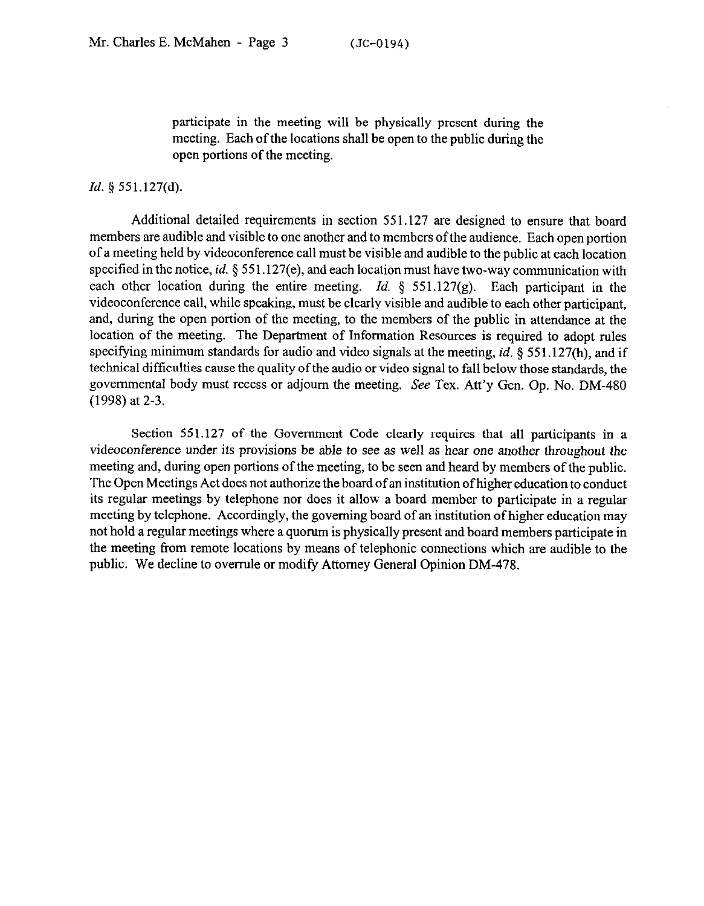> participate in the meeting will be physically present during the meeting. Each of the locations shall be open to the public during the open portions of the meeting.

*Id.* § 551.127(d).

Additional detailed requirements in section 551.127 are designed to ensure that board members are audible and visible to one another and to members of the audience. Each open portion of a meeting held by videoconference call must be visible and audible to the public at each location specified in the notice, *id.* § 551.127(e), and each location must have two-way communication with each other location during the entire meeting. *Id.* § 551.127(g). Each participant in the videoconference call, while speaking, must be clearly visible and audible to each other participant, and, during the open portion of the meeting, to the members of the public in attendance at the location of the meeting. The Department of Information Resources is required to adopt rules specifying minimum standards for audio and video signals at the meeting, *id.* § 551.127(h), and if technical difficulties cause the quality of the audio or video signal to fall below those standards, the governmental body must recess or adjourn the meeting. *See* Tex. Att'y Gen. Op. No. DM-480 (1998) at 2-3.

Section 551.127 of the Government Code clearly requires that all participants in a videoconference under its provisions be able to see as well as hear one another throughout the meeting and, during open portions of the meeting, to be seen and heard by members of the public. The Open Meetings Act does not authorize the board of an institution of higher education to conduct its regular meetings by telephone nor does it allow a board member to participate in a regular meeting by telephone. Accordingly, the governing board of an institution of higher education may not hold a regular meetings where a quorum is physically present and board members participate in the meeting from remote locations by means of telephonic connections which are audible to the public. We decline to overrule or modify Attorney General Opinion DM-478.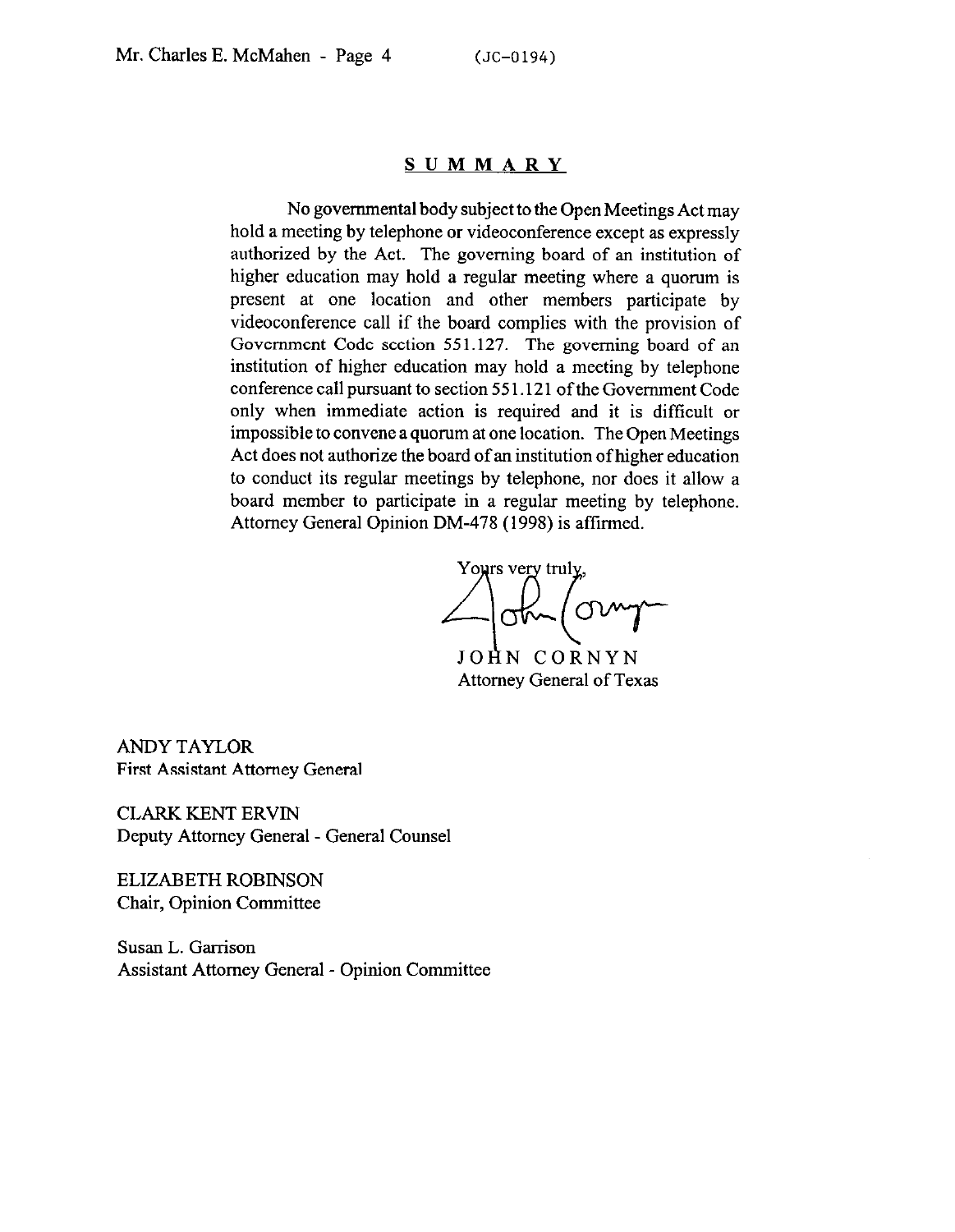## SUMMARY

No governmental body subject to the Open Meetings Act may hold a meeting by telephone or videoconference except as expressly authorized by the Act. The governing board of an institution of higher education may hold a regular meeting where a quorum is present at one location and other members participate by videoconference call if the board complies with the provision of Government Code section 551.127. The governing board of an institution of higher education may hold a meeting by telephone conference call pursuant to section 551.121 of the Government Code only when immediate action is required and it is difficult or impossible to convene a quorum at one location. The Open Meetings Act does not authorize the board of an institution of higher education to conduct its regular meetings by telephone, nor does it allow a board member to participate in a regular meeting by telephone. Attorney General Opinion DM-478 (1998) is affirmed.

Yours very truly,

JOHN CORNYN
Attorney General of Texas

ANDY TAYLOR
First Assistant Attorney General

CLARK KENT ERVIN
Deputy Attorney General - General Counsel

ELIZABETH ROBINSON
Chair, Opinion Committee

Susan L. Garrison
Assistant Attorney General - Opinion Committee